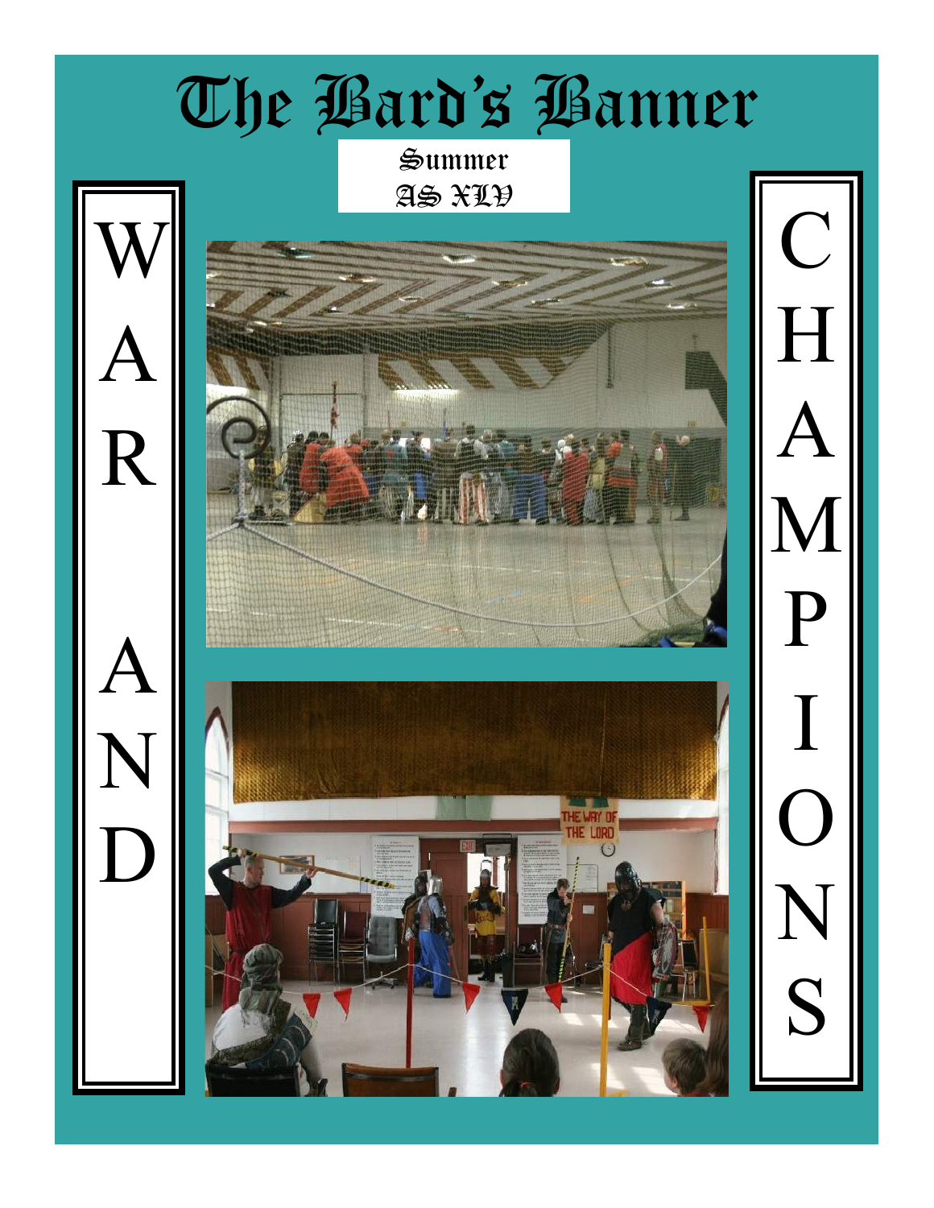# The Bard's Banner

Summer
AS XLV

WAR AND CHAMPIONS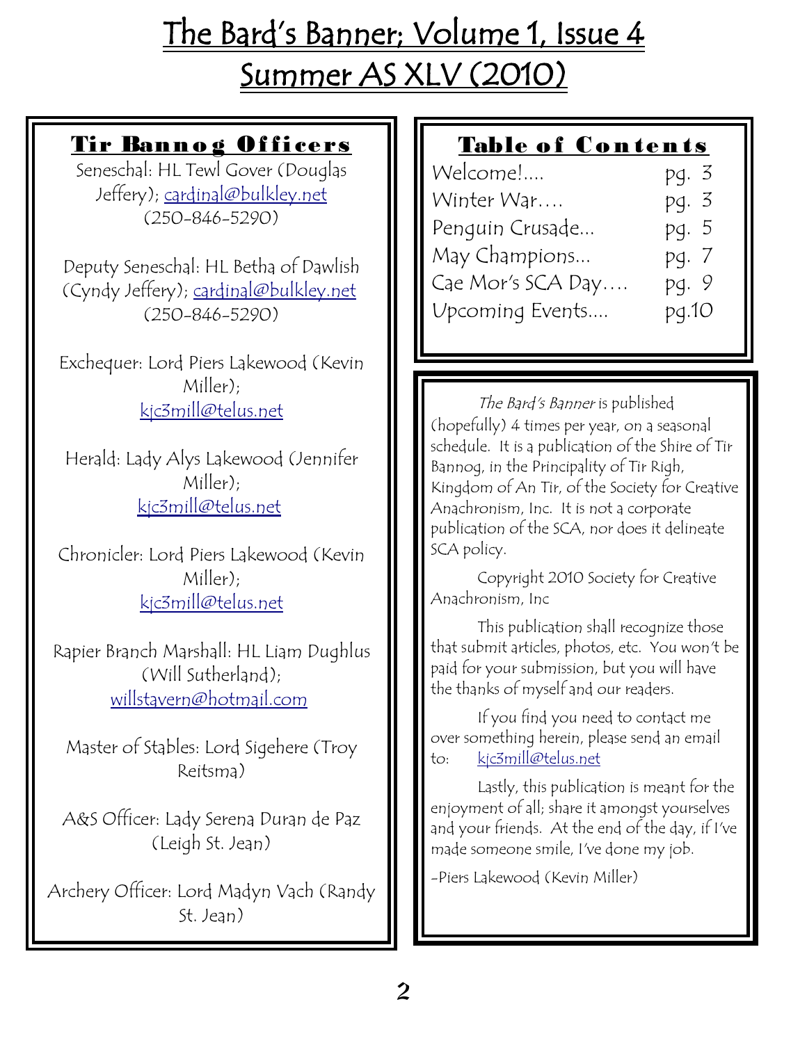# The Bard's Banner; Volume 1, Issue 4
# Summer AS XLV (2010)

## Tir Bannog Officers

Seneschal: HL Tewl Gover (Douglas Jeffery); cardinal@bulkley.net (250-846-5290)

Deputy Seneschal: HL Betha of Dawlish (Cyndy Jeffery); cardinal@bulkley.net (250-846-5290)

Exchequer: Lord Piers Lakewood (Kevin Miller); kjc3mill@telus.net

Herald: Lady Alys Lakewood (Jennifer Miller); kjc3mill@telus.net

Chronicler: Lord Piers Lakewood (Kevin Miller); kjc3mill@telus.net

Rapier Branch Marshall: HL Liam Dughlus (Will Sutherland); willstavern@hotmail.com

Master of Stables: Lord Sigehere (Troy Reitsma)

A&S Officer: Lady Serena Duran de Paz (Leigh St. Jean)

Archery Officer: Lord Madyn Vach (Randy St. Jean)

## Table of Contents

| | |
|---|---|
| Welcome!.... | pg. 3 |
| Winter War…. | pg. 3 |
| Penguin Crusade... | pg. 5 |
| May Champions... | pg. 7 |
| Cae Mor's SCA Day…. | pg. 9 |
| Upcoming Events.... | pg.10 |

*The Bard's Banner* is published (hopefully) 4 times per year, on a seasonal schedule. It is a publication of the Shire of Tir Bannog, in the Principality of Tir Righ, Kingdom of An Tir, of the Society for Creative Anachronism, Inc. It is not a corporate publication of the SCA, nor does it delineate SCA policy.

Copyright 2010 Society for Creative Anachronism, Inc

This publication shall recognize those that submit articles, photos, etc. You won't be paid for your submission, but you will have the thanks of myself and our readers.

If you find you need to contact me over something herein, please send an email to: kjc3mill@telus.net

Lastly, this publication is meant for the enjoyment of all; share it amongst yourselves and your friends. At the end of the day, if I've made someone smile, I've done my job.

-Piers Lakewood (Kevin Miller)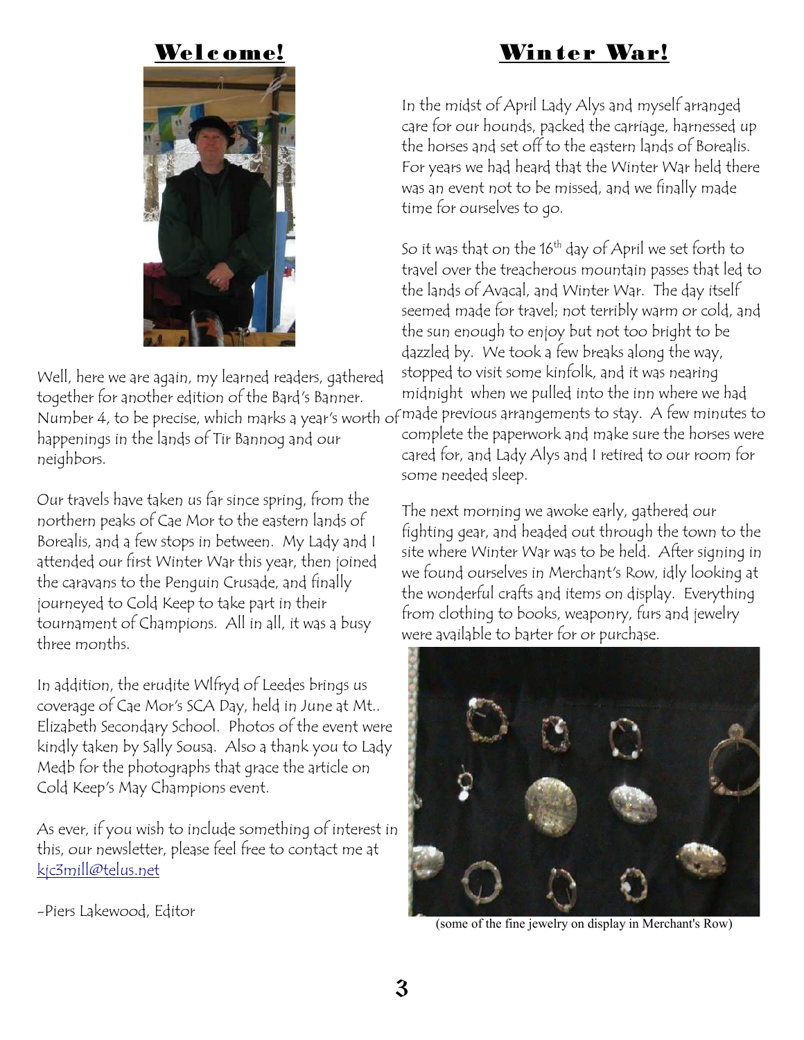## Welcome!

Well, here we are again, my learned readers, gathered together for another edition of the Bard's Banner. Number 4, to be precise, which marks a year's worth of happenings in the lands of Tir Bannog and our neighbors.

Our travels have taken us far since spring, from the northern peaks of Cae Mor to the eastern lands of Borealis, and a few stops in between. My Lady and I attended our first Winter War this year, then joined the caravans to the Penguin Crusade, and finally journeyed to Cold Keep to take part in their tournament of Champions. All in all, it was a busy three months.

In addition, the erudite Wlfryd of Leedes brings us coverage of Cae Mor's SCA Day, held in June at Mt.. Elizabeth Secondary School. Photos of the event were kindly taken by Sally Sousa. Also a thank you to Lady Medb for the photographs that grace the article on Cold Keep's May Champions event.

As ever, if you wish to include something of interest in this, our newsletter, please feel free to contact me at kjc3mill@telus.net

-Piers Lakewood, Editor

## Winter War!

In the midst of April Lady Alys and myself arranged care for our hounds, packed the carriage, harnessed up the horses and set off to the eastern lands of Borealis. For years we had heard that the Winter War held there was an event not to be missed, and we finally made time for ourselves to go.

So it was that on the 16th day of April we set forth to travel over the treacherous mountain passes that led to the lands of Avacal, and Winter War. The day itself seemed made for travel; not terribly warm or cold, and the sun enough to enjoy but not too bright to be dazzled by. We took a few breaks along the way, stopped to visit some kinfolk, and it was nearing midnight when we pulled into the inn where we had made previous arrangements to stay. A few minutes to complete the paperwork and make sure the horses were cared for, and Lady Alys and I retired to our room for some needed sleep.

The next morning we awoke early, gathered our fighting gear, and headed out through the town to the site where Winter War was to be held. After signing in we found ourselves in Merchant's Row, idly looking at the wonderful crafts and items on display. Everything from clothing to books, weaponry, furs and jewelry were available to barter for or purchase.

(some of the fine jewelry on display in Merchant's Row)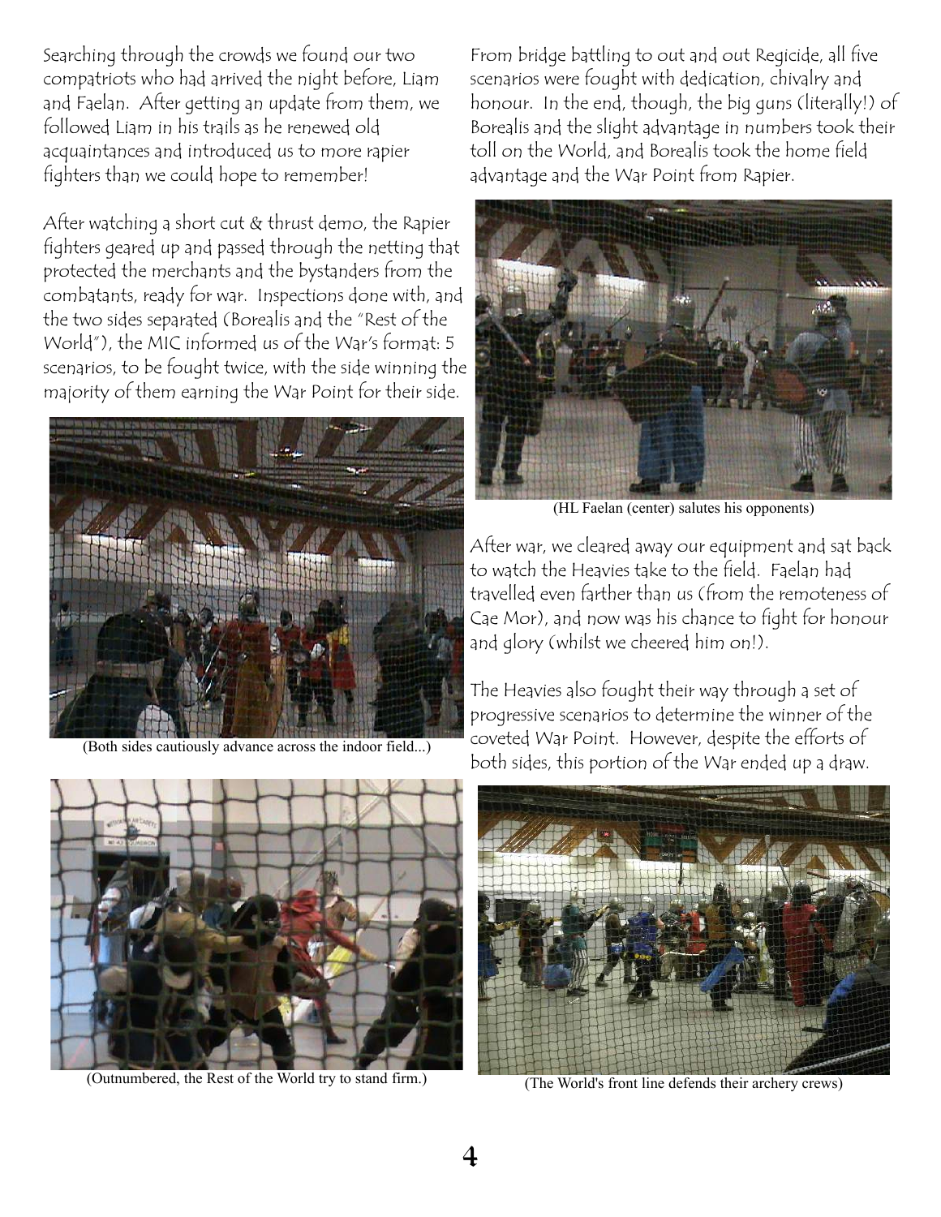Searching through the crowds we found our two compatriots who had arrived the night before, Liam and Faelan. After getting an update from them, we followed Liam in his trails as he renewed old acquaintances and introduced us to more rapier fighters than we could hope to remember!

After watching a short cut & thrust demo, the Rapier fighters geared up and passed through the netting that protected the merchants and the bystanders from the combatants, ready for war. Inspections done with, and the two sides separated (Borealis and the "Rest of the World"), the MIC informed us of the War's format: 5 scenarios, to be fought twice, with the side winning the majority of them earning the War Point for their side.

(Both sides cautiously advance across the indoor field...)

(Outnumbered, the Rest of the World try to stand firm.)

From bridge battling to out and out Regicide, all five scenarios were fought with dedication, chivalry and honour. In the end, though, the big guns (literally!) of Borealis and the slight advantage in numbers took their toll on the World, and Borealis took the home field advantage and the War Point from Rapier.

(HL Faelan (center) salutes his opponents)

After war, we cleared away our equipment and sat back to watch the Heavies take to the field. Faelan had travelled even farther than us (from the remoteness of Cae Mor), and now was his chance to fight for honour and glory (whilst we cheered him on!).

The Heavies also fought their way through a set of progressive scenarios to determine the winner of the coveted War Point. However, despite the efforts of both sides, this portion of the War ended up a draw.

(The World's front line defends their archery crews)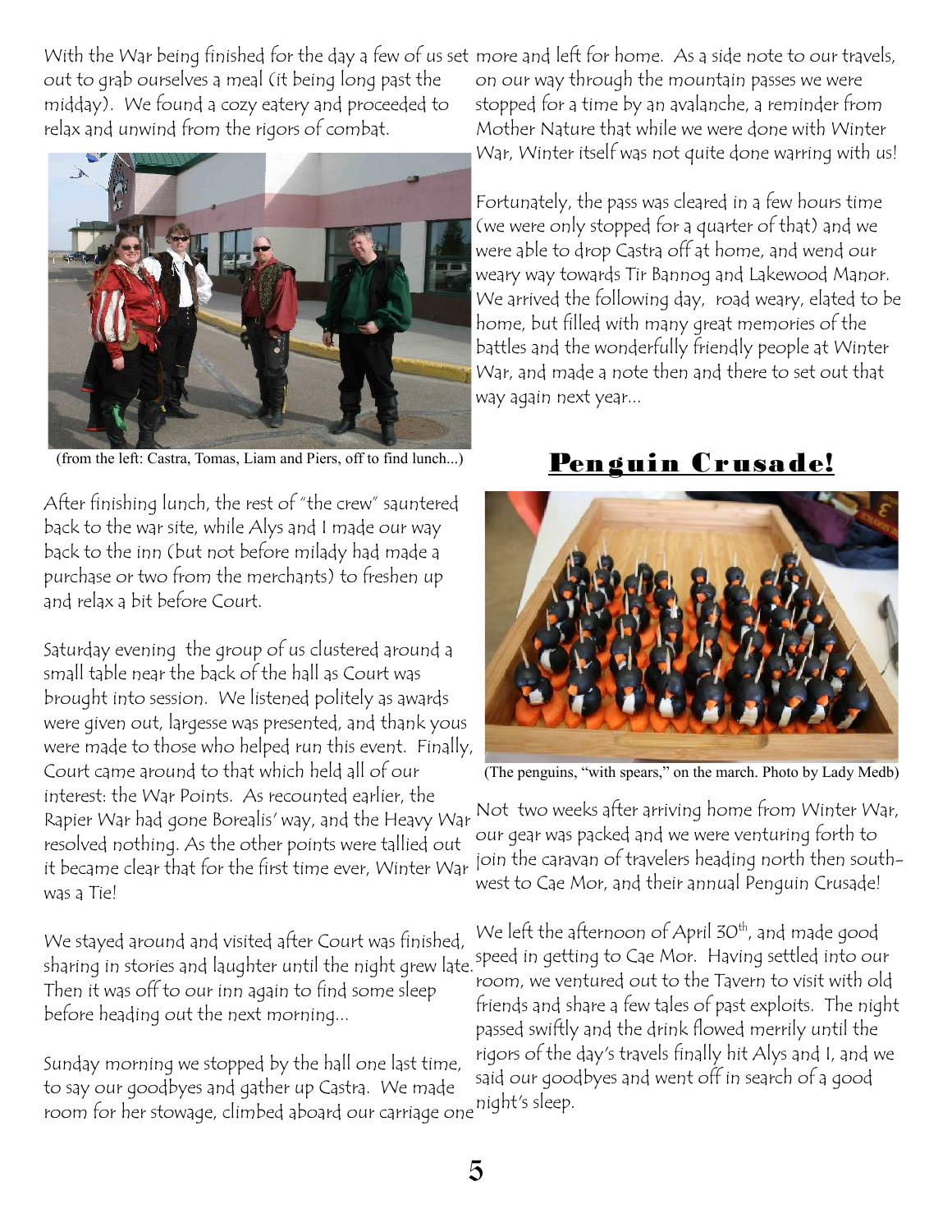With the War being finished for the day a few of us set out to grab ourselves a meal (it being long past the midday). We found a cozy eatery and proceeded to relax and unwind from the rigors of combat.

(from the left: Castra, Tomas, Liam and Piers, off to find lunch...)

After finishing lunch, the rest of "the crew" sauntered back to the war site, while Alys and I made our way back to the inn (but not before milady had made a purchase or two from the merchants) to freshen up and relax a bit before Court.

Saturday evening the group of us clustered around a small table near the back of the hall as Court was brought into session. We listened politely as awards were given out, largesse was presented, and thank yous were made to those who helped run this event. Finally, Court came around to that which held all of our interest: the War Points. As recounted earlier, the Rapier War had gone Borealis' way, and the Heavy War resolved nothing. As the other points were tallied out it became clear that for the first time ever, Winter War was a Tie!

We stayed around and visited after Court was finished, sharing in stories and laughter until the night grew late. Then it was off to our inn again to find some sleep before heading out the next morning...

Sunday morning we stopped by the hall one last time, to say our goodbyes and gather up Castra. We made room for her stowage, climbed aboard our carriage one more and left for home. As a side note to our travels, on our way through the mountain passes we were stopped for a time by an avalanche, a reminder from Mother Nature that while we were done with Winter War, Winter itself was not quite done warring with us!

Fortunately, the pass was cleared in a few hours time (we were only stopped for a quarter of that) and we were able to drop Castra off at home, and wend our weary way towards Tir Bannog and Lakewood Manor. We arrived the following day, road weary, elated to be home, but filled with many great memories of the battles and the wonderfully friendly people at Winter War, and made a note then and there to set out that way again next year...

## Penguin Crusade!

(The penguins, "with spears," on the march. Photo by Lady Medb)

Not two weeks after arriving home from Winter War, our gear was packed and we were venturing forth to join the caravan of travelers heading north then south-west to Cae Mor, and their annual Penguin Crusade!

We left the afternoon of April 30th, and made good speed in getting to Cae Mor. Having settled into our room, we ventured out to the Tavern to visit with old friends and share a few tales of past exploits. The night passed swiftly and the drink flowed merrily until the rigors of the day's travels finally hit Alys and I, and we said our goodbyes and went off in search of a good night's sleep.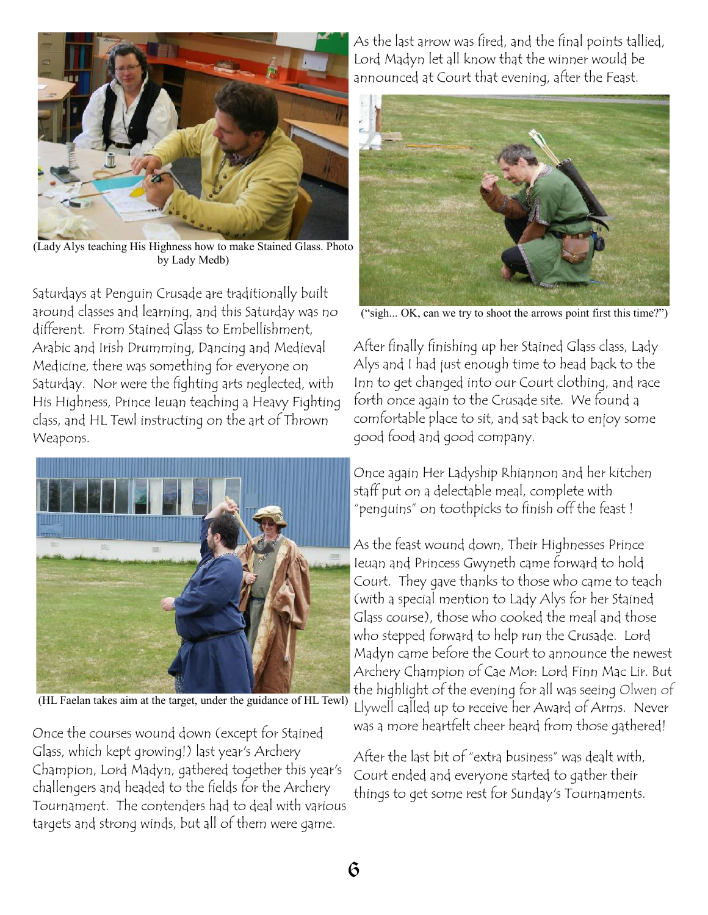(Lady Alys teaching His Highness how to make Stained Glass. Photo by Lady Medb)

Saturdays at Penguin Crusade are traditionally built around classes and learning, and this Saturday was no different. From Stained Glass to Embellishment, Arabic and Irish Drumming, Dancing and Medieval Medicine, there was something for everyone on Saturday. Nor were the fighting arts neglected, with His Highness, Prince Ieuan teaching a Heavy Fighting class, and HL Tewl instructing on the art of Thrown Weapons.

(HL Faelan takes aim at the target, under the guidance of HL Tewl)

Once the courses wound down (except for Stained Glass, which kept growing!) last year's Archery Champion, Lord Madyn, gathered together this year's challengers and headed to the fields for the Archery Tournament. The contenders had to deal with various targets and strong winds, but all of them were game.

As the last arrow was fired, and the final points tallied, Lord Madyn let all know that the winner would be announced at Court that evening, after the Feast.

("sigh... OK, can we try to shoot the arrows point first this time?")

After finally finishing up her Stained Glass class, Lady Alys and I had just enough time to head back to the Inn to get changed into our Court clothing, and race forth once again to the Crusade site. We found a comfortable place to sit, and sat back to enjoy some good food and good company.

Once again Her Ladyship Rhiannon and her kitchen staff put on a delectable meal, complete with "penguins" on toothpicks to finish off the feast !

As the feast wound down, Their Highnesses Prince Ieuan and Princess Gwyneth came forward to hold Court. They gave thanks to those who came to teach (with a special mention to Lady Alys for her Stained Glass course), those who cooked the meal and those who stepped forward to help run the Crusade. Lord Madyn came before the Court to announce the newest Archery Champion of Cae Mor: Lord Finn Mac Lir. But the highlight of the evening for all was seeing Olwen of Llywell called up to receive her Award of Arms. Never was a more heartfelt cheer heard from those gathered!

After the last bit of "extra business" was dealt with, Court ended and everyone started to gather their things to get some rest for Sunday's Tournaments.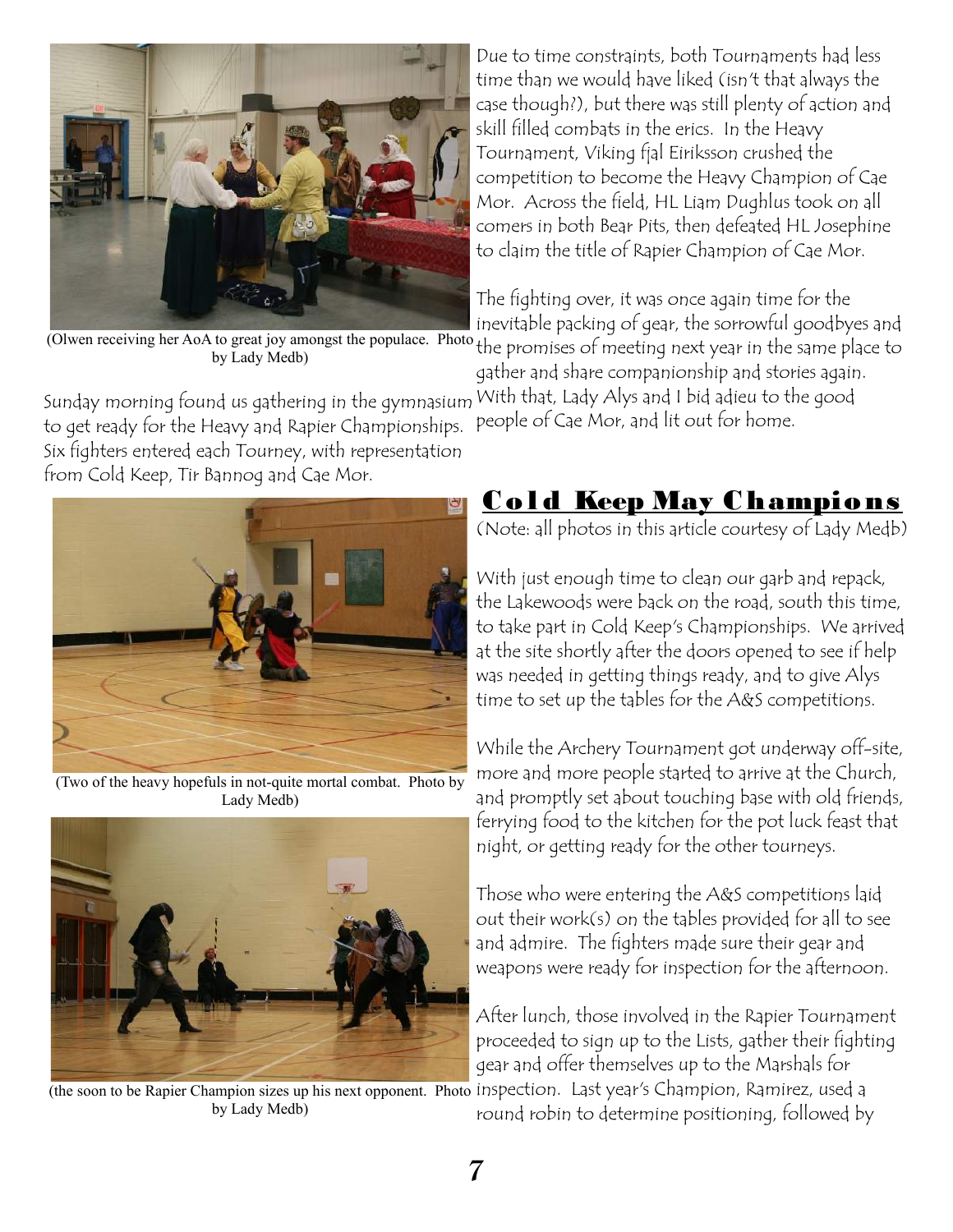(Olwen receiving her AoA to great joy amongst the populace. Photo by Lady Medb)

Sunday morning found us gathering in the gymnasium to get ready for the Heavy and Rapier Championships. Six fighters entered each Tourney, with representation from Cold Keep, Tir Bannog and Cae Mor.

(Two of the heavy hopefuls in not-quite mortal combat. Photo by Lady Medb)

(the soon to be Rapier Champion sizes up his next opponent. Photo by Lady Medb)

Due to time constraints, both Tournaments had less time than we would have liked (isn't that always the case though?), but there was still plenty of action and skill filled combats in the erics. In the Heavy Tournament, Viking fjal Eiriksson crushed the competition to become the Heavy Champion of Cae Mor. Across the field, HL Liam Dughlus took on all comers in both Bear Pits, then defeated HL Josephine to claim the title of Rapier Champion of Cae Mor.

The fighting over, it was once again time for the inevitable packing of gear, the sorrowful goodbyes and the promises of meeting next year in the same place to gather and share companionship and stories again. With that, Lady Alys and I bid adieu to the good people of Cae Mor, and lit out for home.

## Cold Keep May Champions

(Note: all photos in this article courtesy of Lady Medb)

With just enough time to clean our garb and repack, the Lakewoods were back on the road, south this time, to take part in Cold Keep's Championships. We arrived at the site shortly after the doors opened to see if help was needed in getting things ready, and to give Alys time to set up the tables for the A&S competitions.

While the Archery Tournament got underway off-site, more and more people started to arrive at the Church, and promptly set about touching base with old friends, ferrying food to the kitchen for the pot luck feast that night, or getting ready for the other tourneys.

Those who were entering the A&S competitions laid out their work(s) on the tables provided for all to see and admire. The fighters made sure their gear and weapons were ready for inspection for the afternoon.

After lunch, those involved in the Rapier Tournament proceeded to sign up to the Lists, gather their fighting gear and offer themselves up to the Marshals for inspection. Last year's Champion, Ramirez, used a round robin to determine positioning, followed by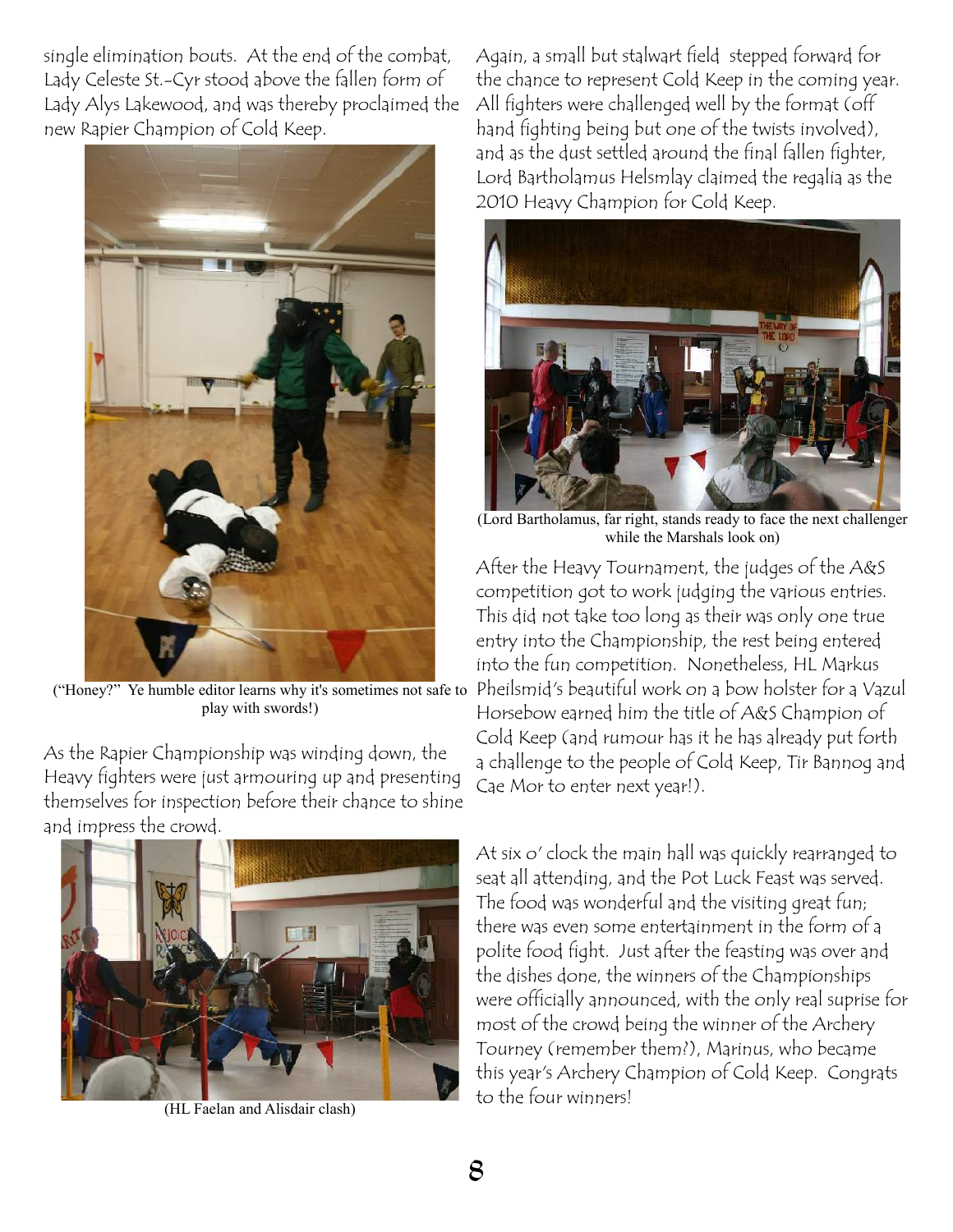single elimination bouts. At the end of the combat, Lady Celeste St.-Cyr stood above the fallen form of Lady Alys Lakewood, and was thereby proclaimed the new Rapier Champion of Cold Keep.

("Honey?" Ye humble editor learns why it's sometimes not safe to play with swords!)

As the Rapier Championship was winding down, the Heavy fighters were just armouring up and presenting themselves for inspection before their chance to shine and impress the crowd.

(HL Faelan and Alisdair clash)

Again, a small but stalwart field stepped forward for the chance to represent Cold Keep in the coming year. All fighters were challenged well by the format (off hand fighting being but one of the twists involved), and as the dust settled around the final fallen fighter, Lord Bartholamus Helsmlay claimed the regalia as the 2010 Heavy Champion for Cold Keep.

(Lord Bartholamus, far right, stands ready to face the next challenger while the Marshals look on)

After the Heavy Tournament, the judges of the A&S competition got to work judging the various entries. This did not take too long as their was only one true entry into the Championship, the rest being entered into the fun competition. Nonetheless, HL Markus Pheilsmid's beautiful work on a bow holster for a Vazul Horsebow earned him the title of A&S Champion of Cold Keep (and rumour has it he has already put forth a challenge to the people of Cold Keep, Tir Bannog and Cae Mor to enter next year!).

At six o' clock the main hall was quickly rearranged to seat all attending, and the Pot Luck Feast was served. The food was wonderful and the visiting great fun; there was even some entertainment in the form of a polite food fight. Just after the feasting was over and the dishes done, the winners of the Championships were officially announced, with the only real suprise for most of the crowd being the winner of the Archery Tourney (remember them?), Marinus, who became this year's Archery Champion of Cold Keep. Congrats to the four winners!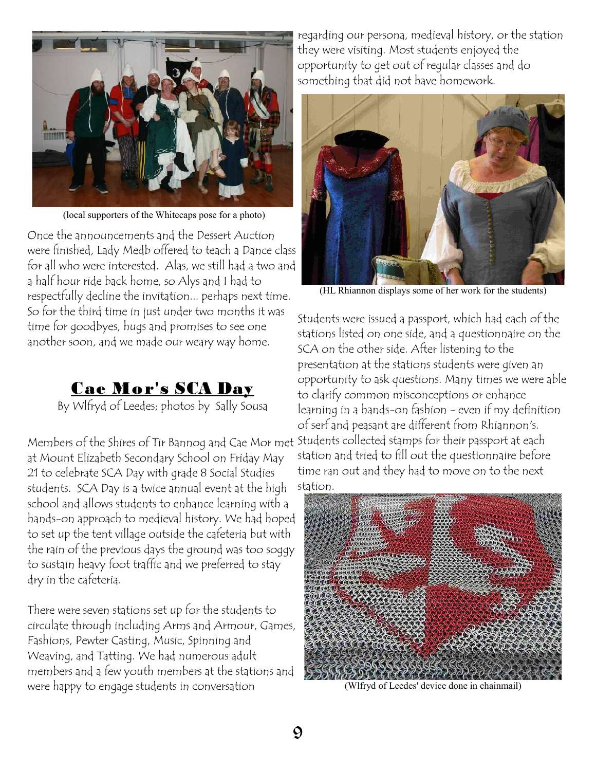(local supporters of the Whitecaps pose for a photo)

Once the announcements and the Dessert Auction were finished, Lady Medb offered to teach a Dance class for all who were interested. Alas, we still had a two and a half hour ride back home, so Alys and I had to respectfully decline the invitation... perhaps next time. So for the third time in just under two months it was time for goodbyes, hugs and promises to see one another soon, and we made our weary way home.

## Cae Mor's SCA Day

By Wlfryd of Leedes; photos by Sally Sousa

Members of the Shires of Tir Bannog and Cae Mor met at Mount Elizabeth Secondary School on Friday May 21 to celebrate SCA Day with grade 8 Social Studies students. SCA Day is a twice annual event at the high school and allows students to enhance learning with a hands-on approach to medieval history. We had hoped to set up the tent village outside the cafeteria but with the rain of the previous days the ground was too soggy to sustain heavy foot traffic and we preferred to stay dry in the cafeteria.

There were seven stations set up for the students to circulate through including Arms and Armour, Games, Fashions, Pewter Casting, Music, Spinning and Weaving, and Tatting. We had numerous adult members and a few youth members at the stations and were happy to engage students in conversation regarding our persona, medieval history, or the station they were visiting. Most students enjoyed the opportunity to get out of regular classes and do something that did not have homework.

(HL Rhiannon displays some of her work for the students)

Students were issued a passport, which had each of the stations listed on one side, and a questionnaire on the SCA on the other side. After listening to the presentation at the stations students were given an opportunity to ask questions. Many times we were able to clarify common misconceptions or enhance learning in a hands-on fashion - even if my definition of serf and peasant are different from Rhiannon's. Students collected stamps for their passport at each station and tried to fill out the questionnaire before time ran out and they had to move on to the next station.

(Wlfryd of Leedes' device done in chainmail)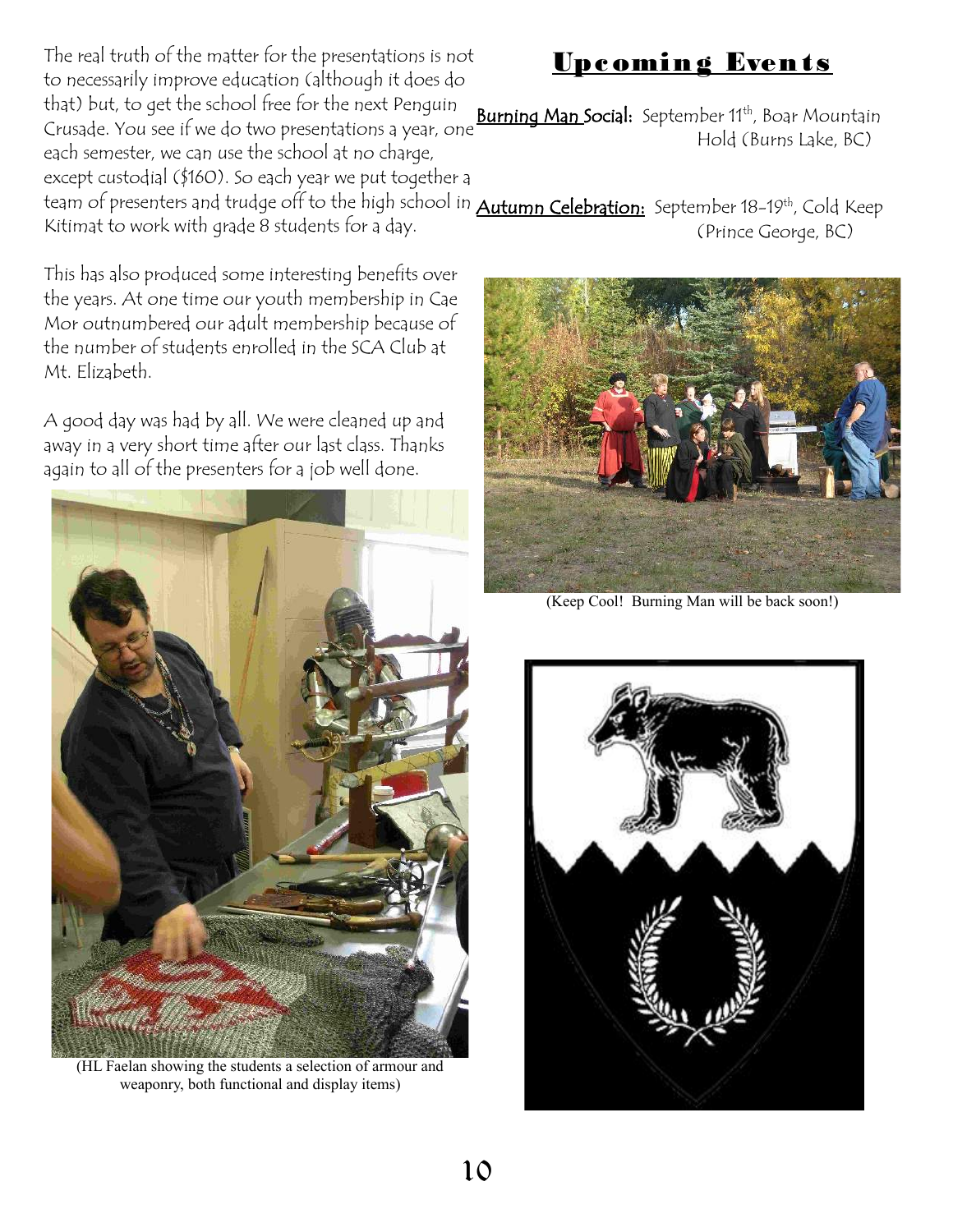The real truth of the matter for the presentations is not to necessarily improve education (although it does do that) but, to get the school free for the next Penguin Crusade. You see if we do two presentations a year, one each semester, we can use the school at no charge, except custodial ($160). So each year we put together a team of presenters and trudge off to the high school in Kitimat to work with grade 8 students for a day.

This has also produced some interesting benefits over the years. At one time our youth membership in Cae Mor outnumbered our adult membership because of the number of students enrolled in the SCA Club at Mt. Elizabeth.

A good day was had by all. We were cleaned up and away in a very short time after our last class. Thanks again to all of the presenters for a job well done.

(HL Faelan showing the students a selection of armour and weaponry, both functional and display items)

## Upcoming Events

**Burning Man Social:** September 11th, Boar Mountain Hold (Burns Lake, BC)

**Autumn Celebration:** September 18-19th, Cold Keep (Prince George, BC)

(Keep Cool! Burning Man will be back soon!)